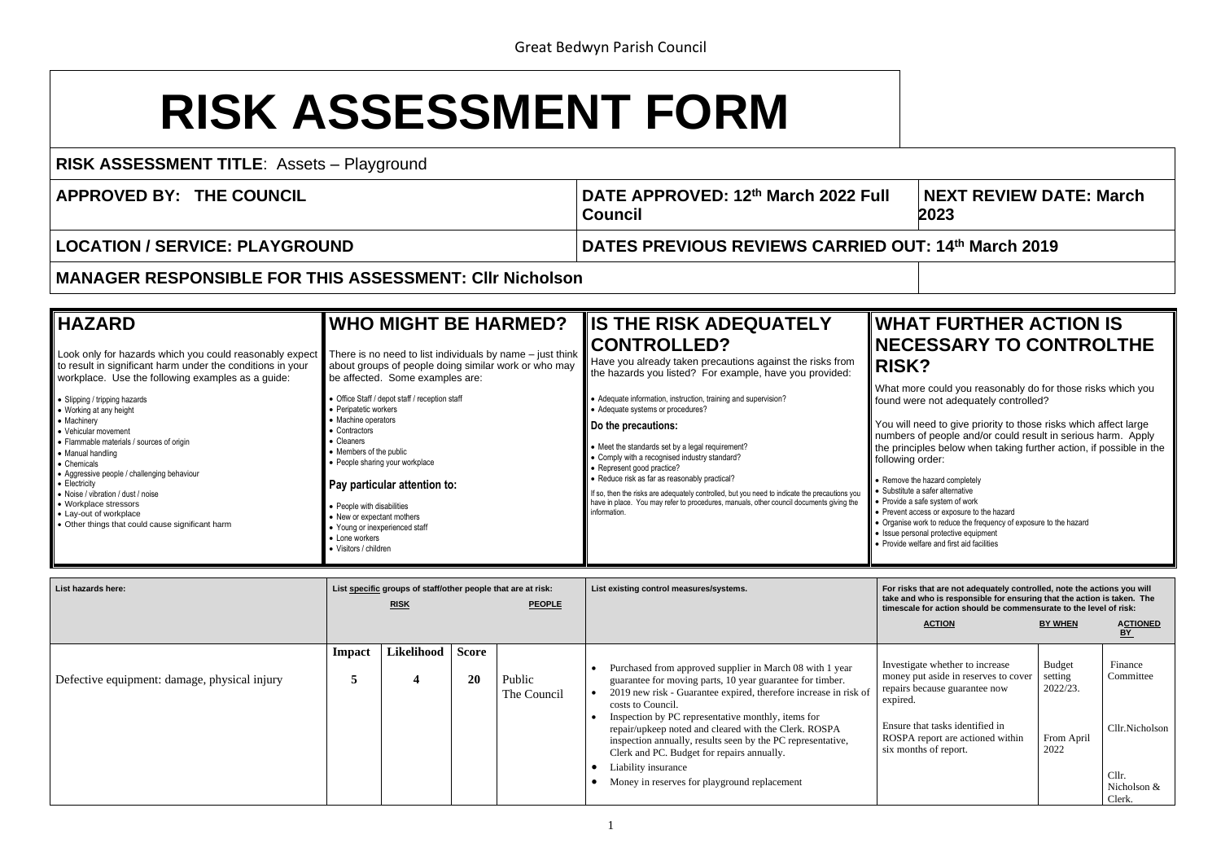# RISK ASSESSMENT FORM

| **RISK ASSESSMENT TITLE**: Assets – Playground | | |
|---|---|---|
| **APPROVED BY: THE COUNCIL** | **DATE APPROVED: 12th March 2022 Full Council** | **NEXT REVIEW DATE: March 2023** |
| **LOCATION / SERVICE: PLAYGROUND** | **DATES PREVIOUS REVIEWS CARRIED OUT: 14th March 2019** | |
| **MANAGER RESPONSIBLE FOR THIS ASSESSMENT: Cllr Nicholson** | | |

| **HAZARD** | **WHO MIGHT BE HARMED?** | **IS THE RISK ADEQUATELY CONTROLLED?** | **WHAT FURTHER ACTION IS NECESSARY TO CONTROLTHE RISK?** |
|---|---|---|---|
| Look only for hazards which you could reasonably expect to result in significant harm under the conditions in your workplace. Use the following examples as a guide:<br>• Slipping / tripping hazards<br>• Working at any height<br>• Machinery<br>• Vehicular movement<br>• Flammable materials / sources of origin<br>• Manual handling<br>• Chemicals<br>• Aggressive people / challenging behaviour<br>• Electricity<br>• Noise / vibration / dust / noise<br>• Workplace stressors<br>• Lay-out of workplace<br>• Other things that could cause significant harm | There is no need to list individuals by name – just think about groups of people doing similar work or who may be affected. Some examples are:<br>• Office Staff / depot staff / reception staff<br>• Peripatetic workers<br>• Machine operators<br>• Contractors<br>• Cleaners<br>• Members of the public<br>• People sharing your workplace<br>**Pay particular attention to:**<br>• People with disabilities<br>• New or expectant mothers<br>• Young or inexperienced staff<br>• Lone workers<br>• Visitors / children | Have you already taken precautions against the risks from the hazards you listed? For example, have you provided:<br>• Adequate information, instruction, training and supervision?<br>• Adequate systems or procedures?<br>**Do the precautions:**<br>• Meet the standards set by a legal requirement?<br>• Comply with a recognised industry standard?<br>• Represent good practice?<br>• Reduce risk as far as reasonably practical?<br>If so, then the risks are adequately controlled, but you need to indicate the precautions you have in place. You may refer to procedures, manuals, other council documents giving the information. | What more could you reasonably do for those risks which you found were not adequately controlled?<br>You will need to give priority to those risks which affect large numbers of people and/or could result in serious harm. Apply the principles below when taking further action, if possible in the following order:<br>• Remove the hazard completely<br>• Substitute a safer alternative<br>• Provide a safe system of work<br>• Prevent access or exposure to the hazard<br>• Organise work to reduce the frequency of exposure to the hazard<br>• Issue personal protective equipment<br>• Provide welfare and first aid facilities |

| **List hazards here:** | **List specific groups of staff/other people that are at risk:** **RISK** | | | **PEOPLE** | **List existing control measures/systems.** | **For risks that are not adequately controlled, note the actions you will take and who is responsible for ensuring that the action is taken. The timescale for action should be commensurate to the level of risk:** **ACTION** | **BY WHEN** | **ACTIONED BY** |
|---|---|---|---|---|---|---|---|---|
| | **Impact** | **Likelihood** | **Score** | | | | | |
| Defective equipment: damage, physical injury | **5** | **4** | **20** | Public<br>The Council | • Purchased from approved supplier in March 08 with 1 year guarantee for moving parts, 10 year guarantee for timber.<br>• 2019 new risk - Guarantee expired, therefore increase in risk of costs to Council.<br>• Inspection by PC representative monthly, items for repair/upkeep noted and cleared with the Clerk. ROSPA inspection annually, results seen by the PC representative, Clerk and PC. Budget for repairs annually.<br>• Liability insurance<br>• Money in reserves for playground replacement | Investigate whether to increase money put aside in reserves to cover repairs because guarantee now expired.<br><br>Ensure that tasks identified in ROSPA report are actioned within six months of report. | Budget setting 2022/23.<br><br>From April 2022 | Finance Committee<br><br>Cllr.Nicholson<br><br>Cllr. Nicholson & Clerk. |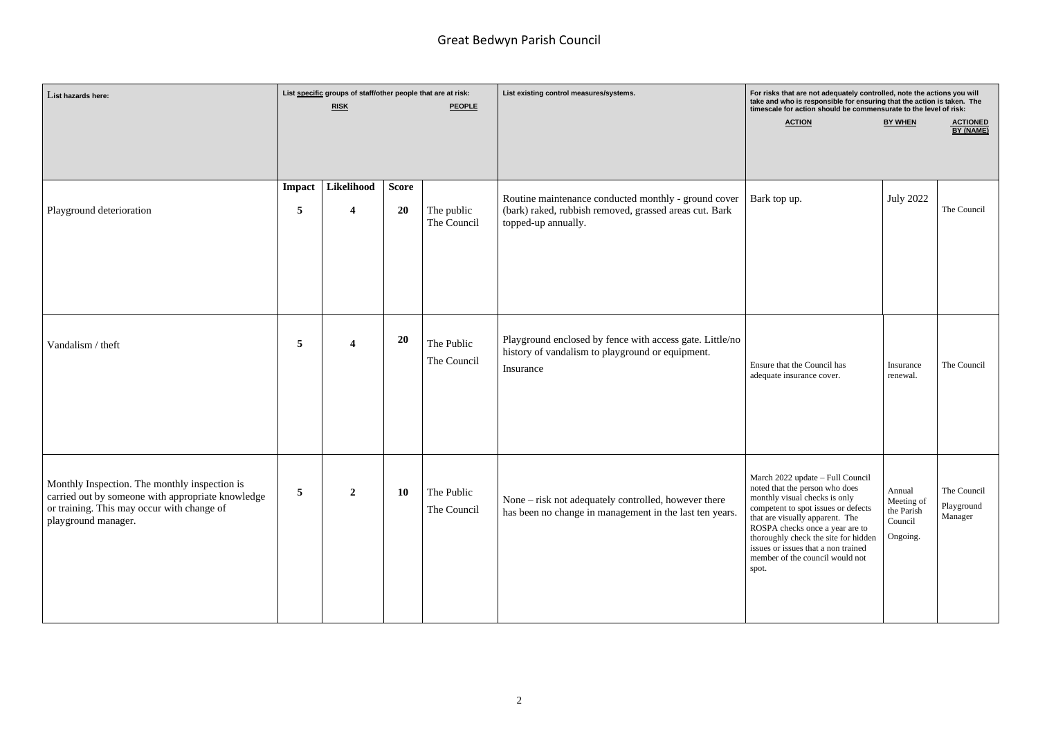# Great Bedwyn Parish Council

| List hazards here: | List specific groups of staff/other people that are at risk: RISK | | | PEOPLE | List existing control measures/systems. | For risks that are not adequately controlled, note the actions you will take and who is responsible for ensuring that the action is taken. The timescale for action should be commensurate to the level of risk: ACTION | BY WHEN | ACTIONED BY (NAME) |
|---|---|---|---|---|---|---|---|---|
| | Impact | Likelihood | Score | | | | | |
| Playground deterioration | 5 | 4 | 20 | The public The Council | Routine maintenance conducted monthly - ground cover (bark) raked, rubbish removed, grassed areas cut. Bark topped-up annually. | Bark top up. | July 2022 | The Council |
| Vandalism / theft | 5 | 4 | 20 | The Public The Council | Playground enclosed by fence with access gate. Little/no history of vandalism to playground or equipment. Insurance | Ensure that the Council has adequate insurance cover. | Insurance renewal. | The Council |
| Monthly Inspection. The monthly inspection is carried out by someone with appropriate knowledge or training. This may occur with change of playground manager. | 5 | 2 | 10 | The Public The Council | None – risk not adequately controlled, however there has been no change in management in the last ten years. | March 2022 update – Full Council noted that the person who does monthly visual checks is only competent to spot issues or defects that are visually apparent. The ROSPA checks once a year are to thoroughly check the site for hidden issues or issues that a non trained member of the council would not spot. | Annual Meeting of the Parish Council Ongoing. | The Council Playground Manager |